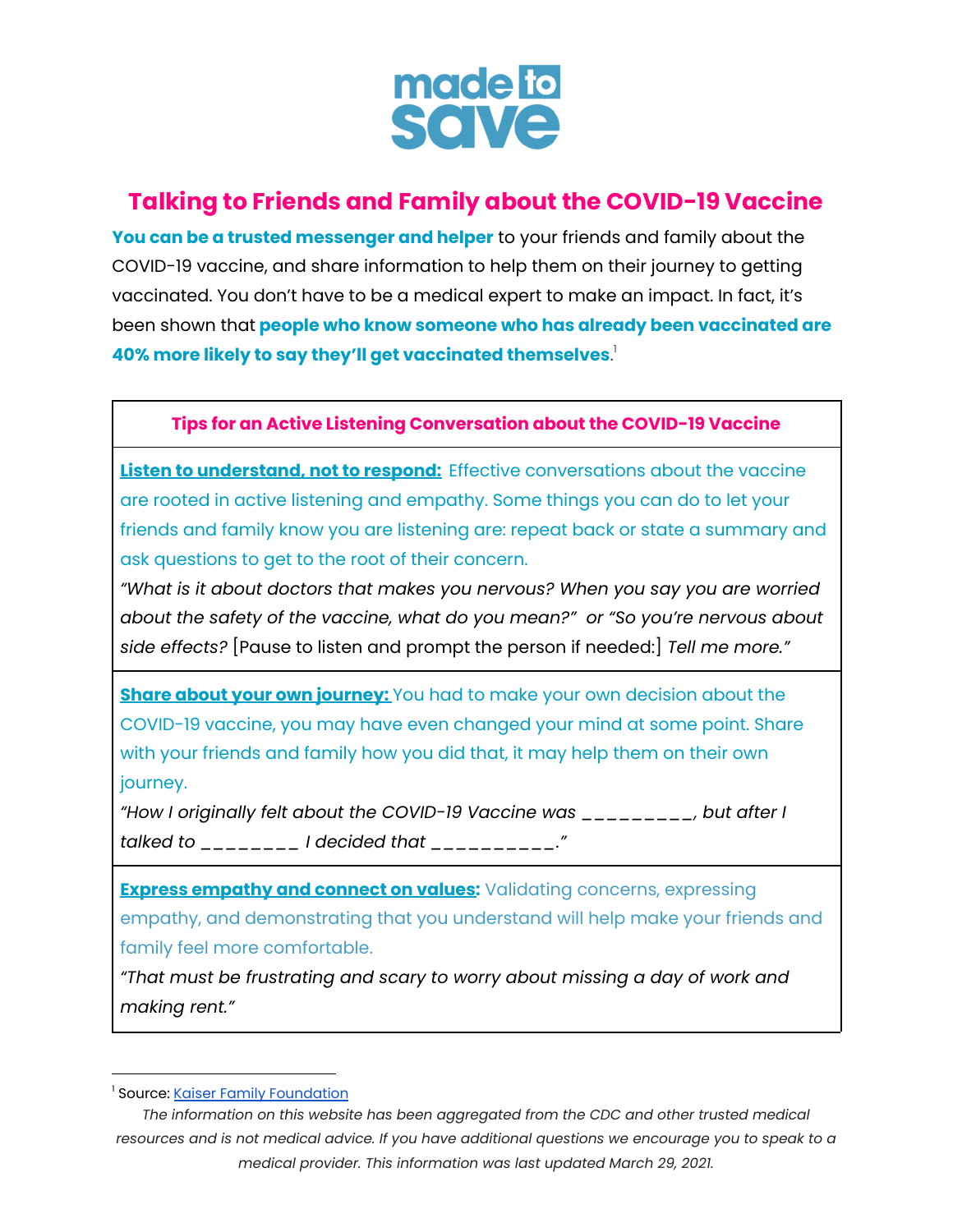made to save

# Talking to Friends and Family about the COVID-19 Vaccine

**You can be a trusted messenger and helper** to your friends and family about the COVID-19 vaccine, and share information to help them on their journey to getting vaccinated. You don't have to be a medical expert to make an impact. In fact, it's been shown that **people who know someone who has already been vaccinated are 40% more likely to say they'll get vaccinated themselves**.[1]

| Tips for an Active Listening Conversation about the COVID-19 Vaccine |
|---|
| **Listen to understand, not to respond:** Effective conversations about the vaccine are rooted in active listening and empathy. Some things you can do to let your friends and family know you are listening are: repeat back or state a summary and ask questions to get to the root of their concern. *"What is it about doctors that makes you nervous? When you say you are worried about the safety of the vaccine, what do you mean?"* or *"So you're nervous about side effects?* [Pause to listen and prompt the person if needed:] *Tell me more."* |
| **Share about your own journey:** You had to make your own decision about the COVID-19 vaccine, you may have even changed your mind at some point. Share with your friends and family how you did that, it may help them on their own journey. *"How I originally felt about the COVID-19 Vaccine was _________, but after I talked to ________ I decided that __________."* |
| **Express empathy and connect on values:** Validating concerns, expressing empathy, and demonstrating that you understand will help make your friends and family feel more comfortable. *"That must be frustrating and scary to worry about missing a day of work and making rent."* |

[1] Source: Kaiser Family Foundation

*The information on this website has been aggregated from the CDC and other trusted medical resources and is not medical advice. If you have additional questions we encourage you to speak to a medical provider. This information was last updated March 29, 2021.*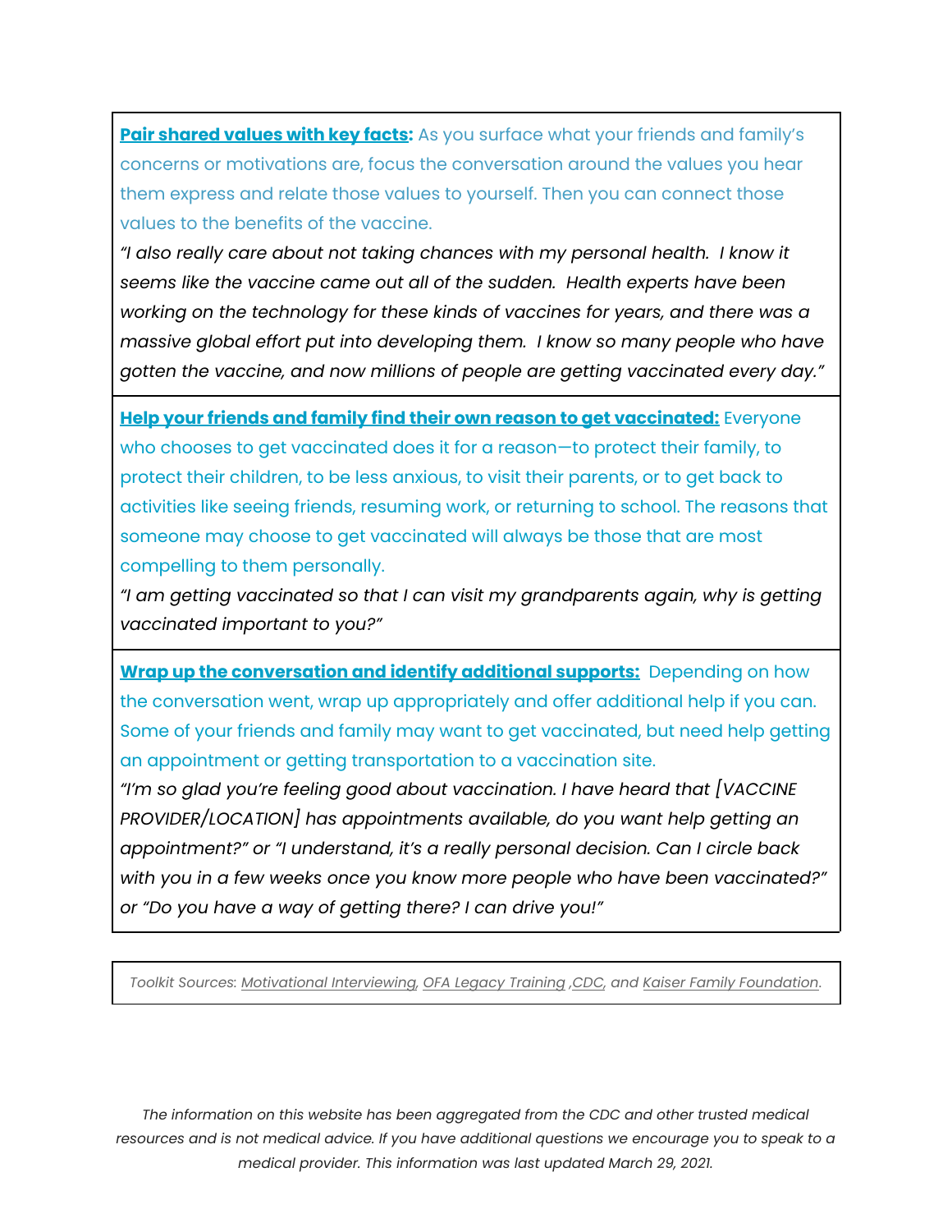**Pair shared values with key facts:** As you surface what your friends and family's concerns or motivations are, focus the conversation around the values you hear them express and relate those values to yourself. Then you can connect those values to the benefits of the vaccine.

*"I also really care about not taking chances with my personal health. I know it seems like the vaccine came out all of the sudden. Health experts have been working on the technology for these kinds of vaccines for years, and there was a massive global effort put into developing them. I know so many people who have gotten the vaccine, and now millions of people are getting vaccinated every day."*

**Help your friends and family find their own reason to get vaccinated:** Everyone who chooses to get vaccinated does it for a reason—to protect their family, to protect their children, to be less anxious, to visit their parents, or to get back to activities like seeing friends, resuming work, or returning to school. The reasons that someone may choose to get vaccinated will always be those that are most compelling to them personally.

*"I am getting vaccinated so that I can visit my grandparents again, why is getting vaccinated important to you?"*

**Wrap up the conversation and identify additional supports:** Depending on how the conversation went, wrap up appropriately and offer additional help if you can. Some of your friends and family may want to get vaccinated, but need help getting an appointment or getting transportation to a vaccination site.

*"I'm so glad you're feeling good about vaccination. I have heard that [VACCINE PROVIDER/LOCATION] has appointments available, do you want help getting an appointment?" or "I understand, it's a really personal decision. Can I circle back with you in a few weeks once you know more people who have been vaccinated?" or "Do you have a way of getting there? I can drive you!"*

*Toolkit Sources: Motivational Interviewing, OFA Legacy Training ,CDC, and Kaiser Family Foundation.*

*The information on this website has been aggregated from the CDC and other trusted medical resources and is not medical advice. If you have additional questions we encourage you to speak to a medical provider. This information was last updated March 29, 2021.*